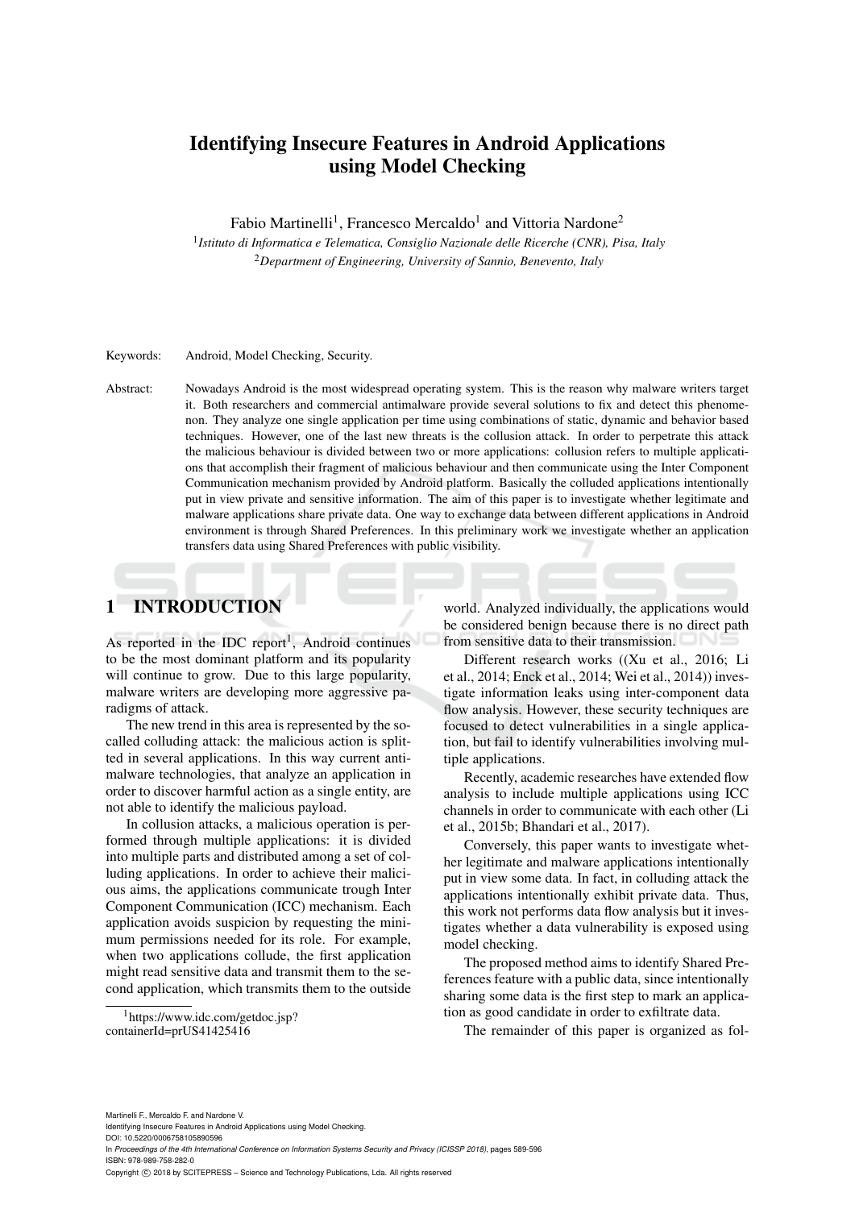# Identifying Insecure Features in Android Applications using Model Checking

Fabio Martinelli[1], Francesco Mercaldo[1] and Vittoria Nardone[2]

[1]*Istituto di Informatica e Telematica, Consiglio Nazionale delle Ricerche (CNR), Pisa, Italy*
[2]*Department of Engineering, University of Sannio, Benevento, Italy*

Keywords: Android, Model Checking, Security.

Abstract: Nowadays Android is the most widespread operating system. This is the reason why malware writers target it. Both researchers and commercial antimalware provide several solutions to fix and detect this phenomenon. They analyze one single application per time using combinations of static, dynamic and behavior based techniques. However, one of the last new threats is the collusion attack. In order to perpetrate this attack the malicious behaviour is divided between two or more applications: collusion refers to multiple applications that accomplish their fragment of malicious behaviour and then communicate using the Inter Component Communication mechanism provided by Android platform. Basically the colluded applications intentionally put in view private and sensitive information. The aim of this paper is to investigate whether legitimate and malware applications share private data. One way to exchange data between different applications in Android environment is through Shared Preferences. In this preliminary work we investigate whether an application transfers data using Shared Preferences with public visibility.

## 1 INTRODUCTION

As reported in the IDC report[1], Android continues to be the most dominant platform and its popularity will continue to grow. Due to this large popularity, malware writers are developing more aggressive paradigms of attack.

The new trend in this area is represented by the so-called colluding attack: the malicious action is splitted in several applications. In this way current anti-malware technologies, that analyze an application in order to discover harmful action as a single entity, are not able to identify the malicious payload.

In collusion attacks, a malicious operation is performed through multiple applications: it is divided into multiple parts and distributed among a set of colluding applications. In order to achieve their malicious aims, the applications communicate trough Inter Component Communication (ICC) mechanism. Each application avoids suspicion by requesting the minimum permissions needed for its role. For example, when two applications collude, the first application might read sensitive data and transmit them to the second application, which transmits them to the outside world. Analyzed individually, the applications would be considered benign because there is no direct path from sensitive data to their transmission.

Different research works ((Xu et al., 2016; Li et al., 2014; Enck et al., 2014; Wei et al., 2014)) investigate information leaks using inter-component data flow analysis. However, these security techniques are focused to detect vulnerabilities in a single application, but fail to identify vulnerabilities involving multiple applications.

Recently, academic researches have extended flow analysis to include multiple applications using ICC channels in order to communicate with each other (Li et al., 2015b; Bhandari et al., 2017).

Conversely, this paper wants to investigate whether legitimate and malware applications intentionally put in view some data. In fact, in colluding attack the applications intentionally exhibit private data. Thus, this work not performs data flow analysis but it investigates whether a data vulnerability is exposed using model checking.

The proposed method aims to identify Shared Preferences feature with a public data, since intentionally sharing some data is the first step to mark an application as good candidate in order to exfiltrate data.

The remainder of this paper is organized as fol-

[1]https://www.idc.com/getdoc.jsp?containerId=prUS41425416

Martinelli F., Mercaldo F. and Nardone V.
Identifying Insecure Features in Android Applications using Model Checking.
DOI: 10.5220/0006758105890596
In *Proceedings of the 4th International Conference on Information Systems Security and Privacy (ICISSP 2018)*, pages 589-596
ISBN: 978-989-758-282-0
Copyright © 2018 by SCITEPRESS – Science and Technology Publications, Lda. All rights reserved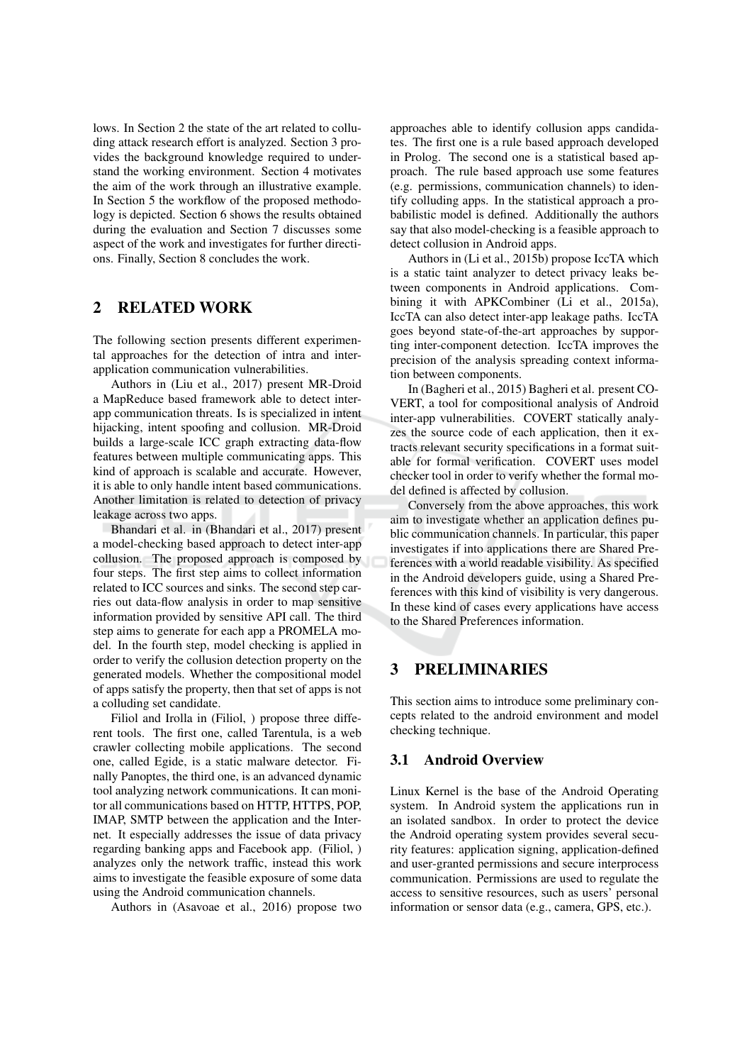lows. In Section 2 the state of the art related to colluding attack research effort is analyzed. Section 3 provides the background knowledge required to understand the working environment. Section 4 motivates the aim of the work through an illustrative example. In Section 5 the workflow of the proposed methodology is depicted. Section 6 shows the results obtained during the evaluation and Section 7 discusses some aspect of the work and investigates for further directions. Finally, Section 8 concludes the work.

## 2 RELATED WORK

The following section presents different experimental approaches for the detection of intra and inter-application communication vulnerabilities.

Authors in (Liu et al., 2017) present MR-Droid a MapReduce based framework able to detect inter-app communication threats. Is is specialized in intent hijacking, intent spoofing and collusion. MR-Droid builds a large-scale ICC graph extracting data-flow features between multiple communicating apps. This kind of approach is scalable and accurate. However, it is able to only handle intent based communications. Another limitation is related to detection of privacy leakage across two apps.

Bhandari et al. in (Bhandari et al., 2017) present a model-checking based approach to detect inter-app collusion. The proposed approach is composed by four steps. The first step aims to collect information related to ICC sources and sinks. The second step carries out data-flow analysis in order to map sensitive information provided by sensitive API call. The third step aims to generate for each app a PROMELA model. In the fourth step, model checking is applied in order to verify the collusion detection property on the generated models. Whether the compositional model of apps satisfy the property, then that set of apps is not a colluding set candidate.

Filiol and Irolla in (Filiol, ) propose three different tools. The first one, called Tarentula, is a web crawler collecting mobile applications. The second one, called Egide, is a static malware detector. Finally Panoptes, the third one, is an advanced dynamic tool analyzing network communications. It can monitor all communications based on HTTP, HTTPS, POP, IMAP, SMTP between the application and the Internet. It especially addresses the issue of data privacy regarding banking apps and Facebook app. (Filiol, ) analyzes only the network traffic, instead this work aims to investigate the feasible exposure of some data using the Android communication channels.

Authors in (Asavoae et al., 2016) propose two approaches able to identify collusion apps candidates. The first one is a rule based approach developed in Prolog. The second one is a statistical based approach. The rule based approach use some features (e.g. permissions, communication channels) to identify colluding apps. In the statistical approach a probabilistic model is defined. Additionally the authors say that also model-checking is a feasible approach to detect collusion in Android apps.

Authors in (Li et al., 2015b) propose IccTA which is a static taint analyzer to detect privacy leaks between components in Android applications. Combining it with APKCombiner (Li et al., 2015a), IccTA can also detect inter-app leakage paths. IccTA goes beyond state-of-the-art approaches by supporting inter-component detection. IccTA improves the precision of the analysis spreading context information between components.

In (Bagheri et al., 2015) Bagheri et al. present COVERT, a tool for compositional analysis of Android inter-app vulnerabilities. COVERT statically analyzes the source code of each application, then it extracts relevant security specifications in a format suitable for formal verification. COVERT uses model checker tool in order to verify whether the formal model defined is affected by collusion.

Conversely from the above approaches, this work aim to investigate whether an application defines public communication channels. In particular, this paper investigates if into applications there are Shared Preferences with a world readable visibility. As specified in the Android developers guide, using a Shared Preferences with this kind of visibility is very dangerous. In these kind of cases every applications have access to the Shared Preferences information.

## 3 PRELIMINARIES

This section aims to introduce some preliminary concepts related to the android environment and model checking technique.

### 3.1 Android Overview

Linux Kernel is the base of the Android Operating system. In Android system the applications run in an isolated sandbox. In order to protect the device the Android operating system provides several security features: application signing, application-defined and user-granted permissions and secure interprocess communication. Permissions are used to regulate the access to sensitive resources, such as users' personal information or sensor data (e.g., camera, GPS, etc.).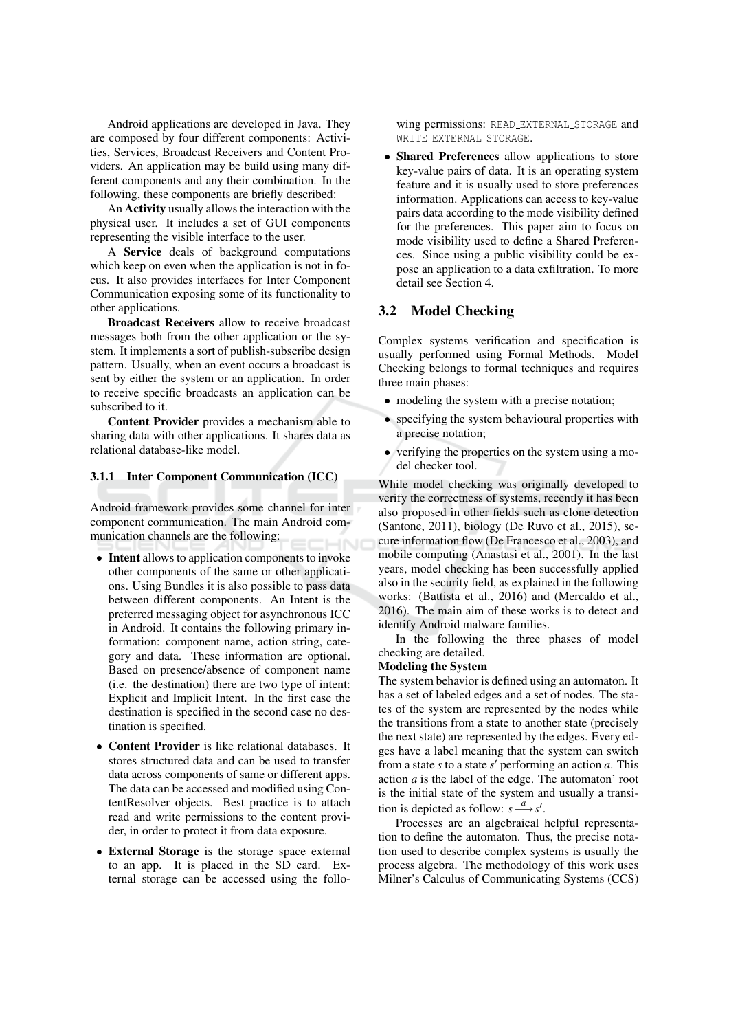Android applications are developed in Java. They are composed by four different components: Activities, Services, Broadcast Receivers and Content Providers. An application may be build using many different components and any their combination. In the following, these components are briefly described:

An **Activity** usually allows the interaction with the physical user. It includes a set of GUI components representing the visible interface to the user.

A **Service** deals of background computations which keep on even when the application is not in focus. It also provides interfaces for Inter Component Communication exposing some of its functionality to other applications.

**Broadcast Receivers** allow to receive broadcast messages both from the other application or the system. It implements a sort of publish-subscribe design pattern. Usually, when an event occurs a broadcast is sent by either the system or an application. In order to receive specific broadcasts an application can be subscribed to it.

**Content Provider** provides a mechanism able to sharing data with other applications. It shares data as relational database-like model.

#### 3.1.1 Inter Component Communication (ICC)

Android framework provides some channel for inter component communication. The main Android communication channels are the following:

- **Intent** allows to application components to invoke other components of the same or other applications. Using Bundles it is also possible to pass data between different components. An Intent is the preferred messaging object for asynchronous ICC in Android. It contains the following primary information: component name, action string, category and data. These information are optional. Based on presence/absence of component name (i.e. the destination) there are two type of intent: Explicit and Implicit Intent. In the first case the destination is specified in the second case no destination is specified.
- **Content Provider** is like relational databases. It stores structured data and can be used to transfer data across components of same or different apps. The data can be accessed and modified using ContentResolver objects. Best practice is to attach read and write permissions to the content provider, in order to protect it from data exposure.
- **External Storage** is the storage space external to an app. It is placed in the SD card. External storage can be accessed using the following permissions: `READ_EXTERNAL_STORAGE` and `WRITE_EXTERNAL_STORAGE`.
- **Shared Preferences** allow applications to store key-value pairs of data. It is an operating system feature and it is usually used to store preferences information. Applications can access to key-value pairs data according to the mode visibility defined for the preferences. This paper aim to focus on mode visibility used to define a Shared Preferences. Since using a public visibility could be expose an application to a data exfiltration. To more detail see Section 4.

### 3.2 Model Checking

Complex systems verification and specification is usually performed using Formal Methods. Model Checking belongs to formal techniques and requires three main phases:

- modeling the system with a precise notation;
- specifying the system behavioural properties with a precise notation;
- verifying the properties on the system using a model checker tool.

While model checking was originally developed to verify the correctness of systems, recently it has been also proposed in other fields such as clone detection (Santone, 2011), biology (De Ruvo et al., 2015), secure information flow (De Francesco et al., 2003), and mobile computing (Anastasi et al., 2001). In the last years, model checking has been successfully applied also in the security field, as explained in the following works: (Battista et al., 2016) and (Mercaldo et al., 2016). The main aim of these works is to detect and identify Android malware families.

In the following the three phases of model checking are detailed.

**Modeling the System**

The system behavior is defined using an automaton. It has a set of labeled edges and a set of nodes. The states of the system are represented by the nodes while the transitions from a state to another state (precisely the next state) are represented by the edges. Every edges have a label meaning that the system can switch from a state $s$ to a state $s'$ performing an action $a$. This action $a$ is the label of the edge. The automaton' root is the initial state of the system and usually a transition is depicted as follow: $s \xrightarrow{a} s'$.

Processes are an algebraical helpful representation to define the automaton. Thus, the precise notation used to describe complex systems is usually the process algebra. The methodology of this work uses Milner's Calculus of Communicating Systems (CCS)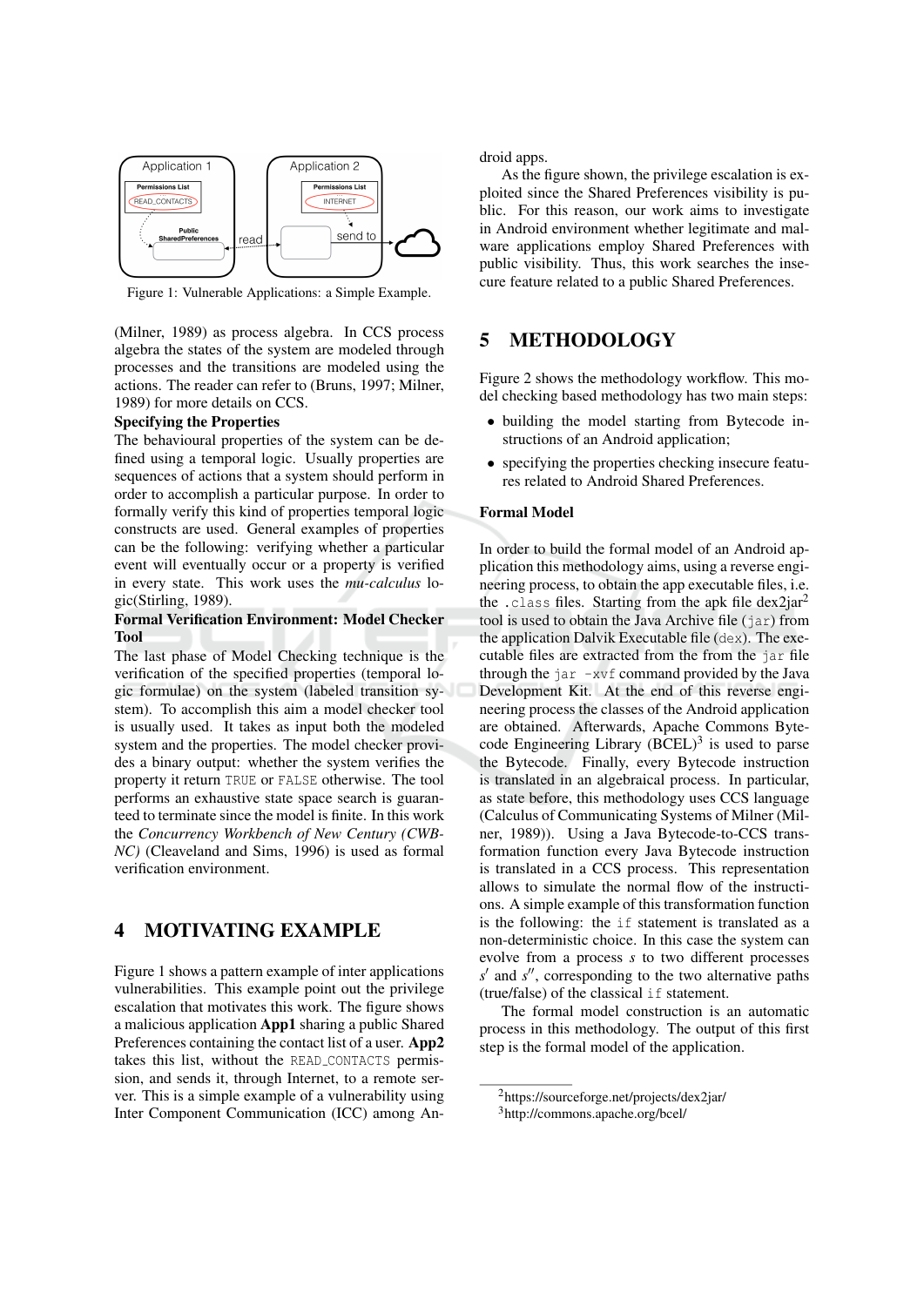Figure 1: Vulnerable Applications: a Simple Example.

(Milner, 1989) as process algebra. In CCS process algebra the states of the system are modeled through processes and the transitions are modeled using the actions. The reader can refer to (Bruns, 1997; Milner, 1989) for more details on CCS.

**Specifying the Properties**

The behavioural properties of the system can be defined using a temporal logic. Usually properties are sequences of actions that a system should perform in order to accomplish a particular purpose. In order to formally verify this kind of properties temporal logic constructs are used. General examples of properties can be the following: verifying whether a particular event will eventually occur or a property is verified in every state. This work uses the *mu-calculus* logic(Stirling, 1989).

**Formal Verification Environment: Model Checker Tool**

The last phase of Model Checking technique is the verification of the specified properties (temporal logic formulae) on the system (labeled transition system). To accomplish this aim a model checker tool is usually used. It takes as input both the modeled system and the properties. The model checker provides a binary output: whether the system verifies the property it return `TRUE` or `FALSE` otherwise. The tool performs an exhaustive state space search is guaranteed to terminate since the model is finite. In this work the *Concurrency Workbench of New Century (CWB-NC)* (Cleaveland and Sims, 1996) is used as formal verification environment.

## 4 MOTIVATING EXAMPLE

Figure 1 shows a pattern example of inter applications vulnerabilities. This example point out the privilege escalation that motivates this work. The figure shows a malicious application **App1** sharing a public Shared Preferences containing the contact list of a user. **App2** takes this list, without the `READ_CONTACTS` permission, and sends it, through Internet, to a remote server. This is a simple example of a vulnerability using Inter Component Communication (ICC) among Android apps.

As the figure shown, the privilege escalation is exploited since the Shared Preferences visibility is public. For this reason, our work aims to investigate in Android environment whether legitimate and malware applications employ Shared Preferences with public visibility. Thus, this work searches the insecure feature related to a public Shared Preferences.

## 5 METHODOLOGY

Figure 2 shows the methodology workflow. This model checking based methodology has two main steps:

- building the model starting from Bytecode instructions of an Android application;
- specifying the properties checking insecure features related to Android Shared Preferences.

**Formal Model**

In order to build the formal model of an Android application this methodology aims, using a reverse engineering process, to obtain the app executable files, i.e. the `.class` files. Starting from the apk file dex2jar[2] tool is used to obtain the Java Archive file (`jar`) from the application Dalvik Executable file (`dex`). The executable files are extracted from the from the `jar` file through the `jar -xvf` command provided by the Java Development Kit. At the end of this reverse engineering process the classes of the Android application are obtained. Afterwards, Apache Commons Bytecode Engineering Library (BCEL)[3] is used to parse the Bytecode. Finally, every Bytecode instruction is translated in an algebraical process. In particular, as state before, this methodology uses CCS language (Calculus of Communicating Systems of Milner (Milner, 1989)). Using a Java Bytecode-to-CCS transformation function every Java Bytecode instruction is translated in a CCS process. This representation allows to simulate the normal flow of the instructions. A simple example of this transformation function is the following: the `if` statement is translated as a non-deterministic choice. In this case the system can evolve from a process $s$ to two different processes $s'$ and $s''$, corresponding to the two alternative paths (true/false) of the classical `if` statement.

The formal model construction is an automatic process in this methodology. The output of this first step is the formal model of the application.

[2] https://sourceforge.net/projects/dex2jar/

[3] http://commons.apache.org/bcel/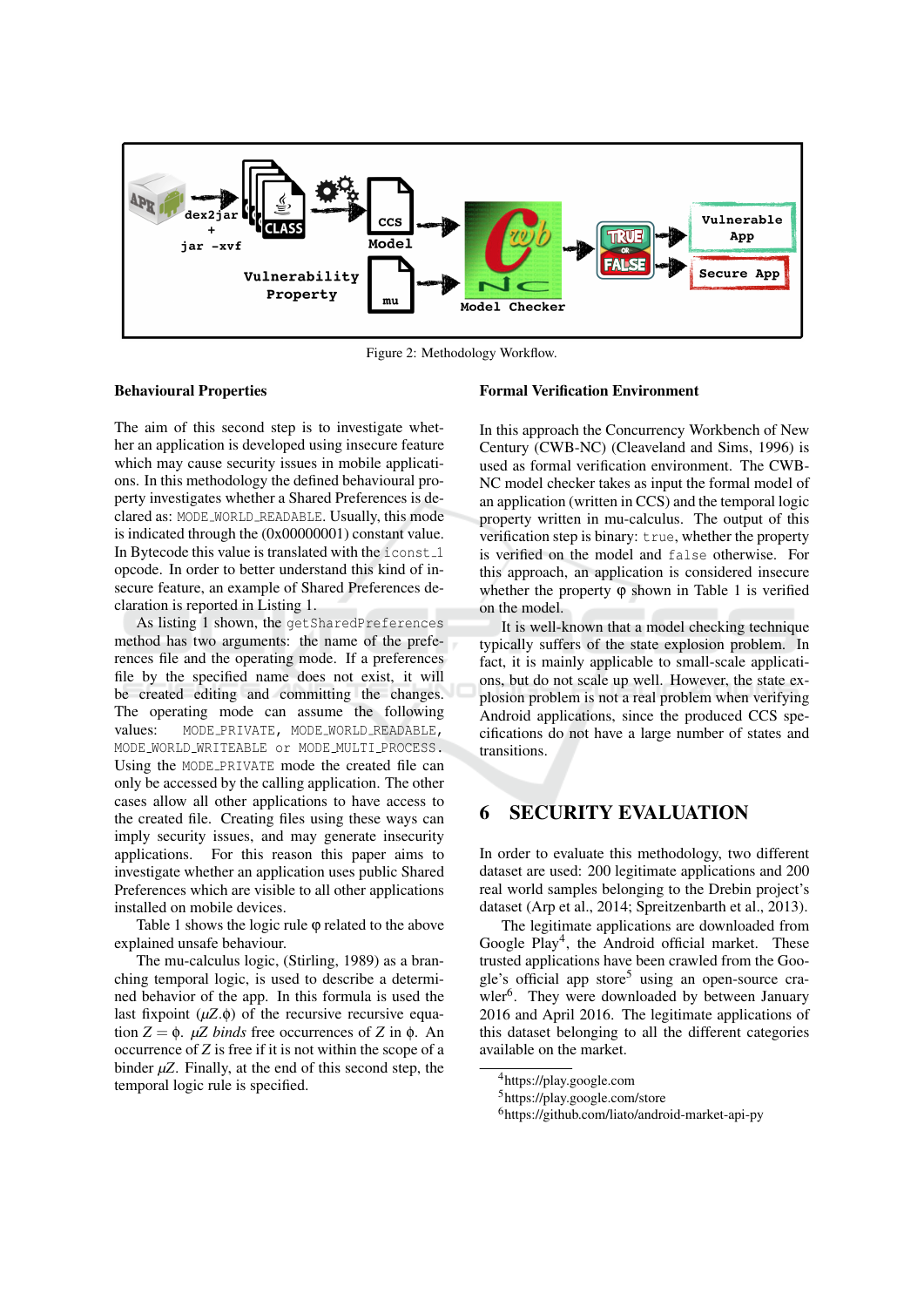Figure 2: Methodology Workflow.

**Behavioural Properties**

The aim of this second step is to investigate whether an application is developed using insecure feature which may cause security issues in mobile applications. In this methodology the defined behavioural property investigates whether a Shared Preferences is declared as: `MODE_WORLD_READABLE`. Usually, this mode is indicated through the (0x00000001) constant value. In Bytecode this value is translated with the `iconst_1` opcode. In order to better understand this kind of insecure feature, an example of Shared Preferences declaration is reported in Listing 1.

As listing 1 shown, the `getSharedPreferences` method has two arguments: the name of the preferences file and the operating mode. If a preferences file by the specified name does not exist, it will be created editing and committing the changes. The operating mode can assume the following values: `MODE_PRIVATE`, `MODE_WORLD_READABLE`, `MODE_WORLD_WRITEABLE` or `MODE_MULTI_PROCESS`. Using the `MODE_PRIVATE` mode the created file can only be accessed by the calling application. The other cases allow all other applications to have access to the created file. Creating files using these ways can imply security issues, and may generate insecurity applications. For this reason this paper aims to investigate whether an application uses public Shared Preferences which are visible to all other applications installed on mobile devices.

Table 1 shows the logic rule $\varphi$ related to the above explained unsafe behaviour.

The mu-calculus logic, (Stirling, 1989) as a branching temporal logic, is used to describe a determined behavior of the app. In this formula is used the last fixpoint ($\mu Z.\phi$) of the recursive recursive equation $Z = \phi$. $\mu Z$ *binds* free occurrences of $Z$ in $\phi$. An occurrence of $Z$ is free if it is not within the scope of a binder $\mu Z$. Finally, at the end of this second step, the temporal logic rule is specified.

**Formal Verification Environment**

In this approach the Concurrency Workbench of New Century (CWB-NC) (Cleaveland and Sims, 1996) is used as formal verification environment. The CWB-NC model checker takes as input the formal model of an application (written in CCS) and the temporal logic property written in mu-calculus. The output of this verification step is binary: `true`, whether the property is verified on the model and `false` otherwise. For this approach, an application is considered insecure whether the property $\varphi$ shown in Table 1 is verified on the model.

It is well-known that a model checking technique typically suffers of the state explosion problem. In fact, it is mainly applicable to small-scale applications, but do not scale up well. However, the state explosion problem is not a real problem when verifying Android applications, since the produced CCS specifications do not have a large number of states and transitions.

## 6 SECURITY EVALUATION

In order to evaluate this methodology, two different dataset are used: 200 legitimate applications and 200 real world samples belonging to the Drebin project's dataset (Arp et al., 2014; Spreitzenbarth et al., 2013).

The legitimate applications are downloaded from Google Play[4], the Android official market. These trusted applications have been crawled from the Google's official app store[5] using an open-source crawler[6]. They were downloaded by between January 2016 and April 2016. The legitimate applications of this dataset belonging to all the different categories available on the market.

[4] https://play.google.com

[5] https://play.google.com/store

[6] https://github.com/liato/android-market-api-py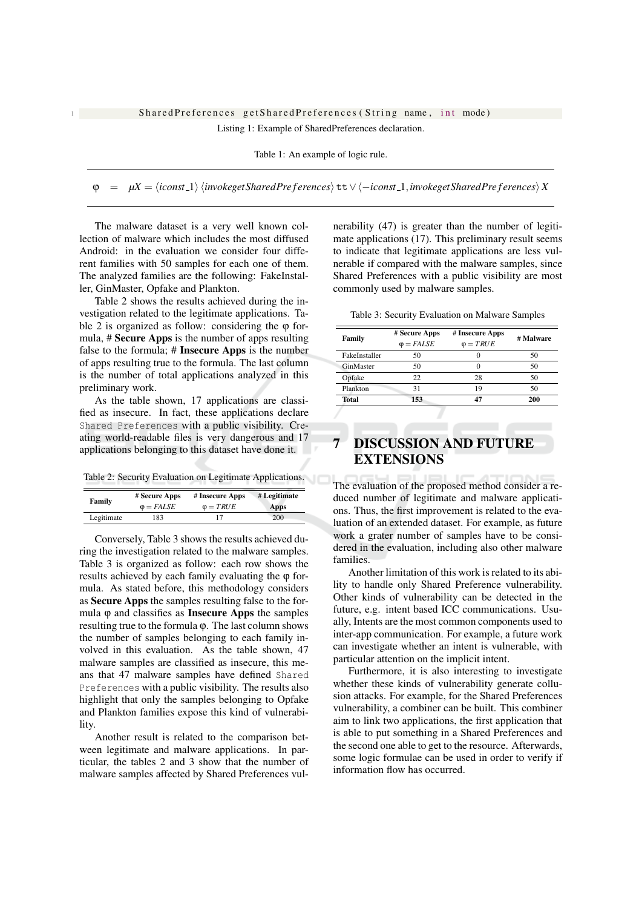```
SharedPreferences getSharedPreferences(String name, int mode)
```

Listing 1: Example of SharedPreferences declaration.

Table 1: An example of logic rule.

$$\varphi \;=\; \mu X = \langle iconst\_1 \rangle \, \langle invokegetSharedPreferences \rangle \, \mathtt{tt} \vee \langle -iconst\_1, invokegetSharedPreferences \rangle \, X$$

The malware dataset is a very well known collection of malware which includes the most diffused Android: in the evaluation we consider four different families with 50 samples for each one of them. The analyzed families are the following: FakeInstaller, GinMaster, Opfake and Plankton.

Table 2 shows the results achieved during the investigation related to the legitimate applications. Table 2 is organized as follow: considering the φ formula, # **Secure Apps** is the number of apps resulting false to the formula; # **Insecure Apps** is the number of apps resulting true to the formula. The last column is the number of total applications analyzed in this preliminary work.

As the table shown, 17 applications are classified as insecure. In fact, these applications declare `Shared Preferences` with a public visibility. Creating world-readable files is very dangerous and 17 applications belonging to this dataset have done it.

Table 2: Security Evaluation on Legitimate Applications.

| Family | # Secure Apps $\varphi = FALSE$ | # Insecure Apps $\varphi = TRUE$ | # Legitimate Apps |
|---|---|---|---|
| Legitimate | 183 | 17 | 200 |

Conversely, Table 3 shows the results achieved during the investigation related to the malware samples. Table 3 is organized as follow: each row shows the results achieved by each family evaluating the φ formula. As stated before, this methodology considers as **Secure Apps** the samples resulting false to the formula φ and classifies as **Insecure Apps** the samples resulting true to the formula φ. The last column shows the number of samples belonging to each family involved in this evaluation. As the table shown, 47 malware samples are classified as insecure, this means that 47 malware samples have defined `Shared Preferences` with a public visibility. The results also highlight that only the samples belonging to Opfake and Plankton families expose this kind of vulnerability.

Another result is related to the comparison between legitimate and malware applications. In particular, the tables 2 and 3 show that the number of malware samples affected by Shared Preferences vulnerability (47) is greater than the number of legitimate applications (17). This preliminary result seems to indicate that legitimate applications are less vulnerable if compared with the malware samples, since Shared Preferences with a public visibility are most commonly used by malware samples.

Table 3: Security Evaluation on Malware Samples

| Family | # Secure Apps $\varphi = FALSE$ | # Insecure Apps $\varphi = TRUE$ | # Malware |
|---|---|---|---|
| FakeInstaller | 50 | 0 | 50 |
| GinMaster | 50 | 0 | 50 |
| Opfake | 22 | 28 | 50 |
| Plankton | 31 | 19 | 50 |
| **Total** | **153** | **47** | **200** |

# 7 DISCUSSION AND FUTURE EXTENSIONS

The evaluation of the proposed method consider a reduced number of legitimate and malware applications. Thus, the first improvement is related to the evaluation of an extended dataset. For example, as future work a grater number of samples have to be considered in the evaluation, including also other malware families.

Another limitation of this work is related to its ability to handle only Shared Preference vulnerability. Other kinds of vulnerability can be detected in the future, e.g. intent based ICC communications. Usually, Intents are the most common components used to inter-app communication. For example, a future work can investigate whether an intent is vulnerable, with particular attention on the implicit intent.

Furthermore, it is also interesting to investigate whether these kinds of vulnerability generate collusion attacks. For example, for the Shared Preferences vulnerability, a combiner can be built. This combiner aim to link two applications, the first application that is able to put something in a Shared Preferences and the second one able to get to the resource. Afterwards, some logic formulae can be used in order to verify if information flow has occurred.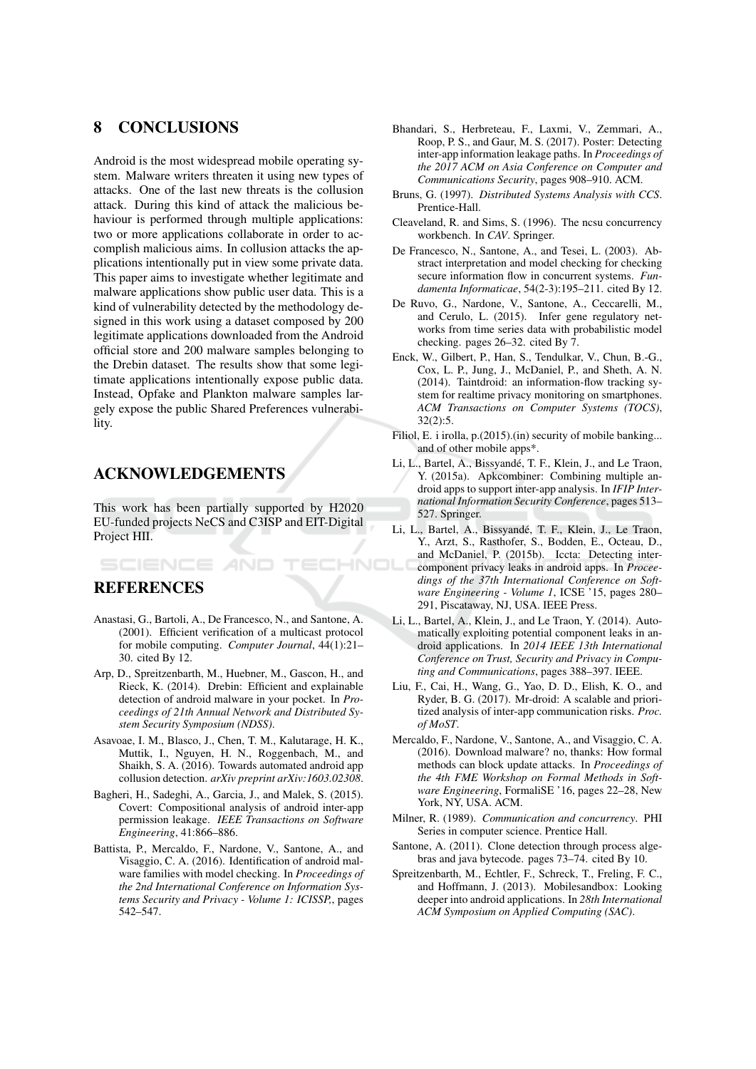## 8 CONCLUSIONS

Android is the most widespread mobile operating system. Malware writers threaten it using new types of attacks. One of the last new threats is the collusion attack. During this kind of attack the malicious behaviour is performed through multiple applications: two or more applications collaborate in order to accomplish malicious aims. In collusion attacks the applications intentionally put in view some private data. This paper aims to investigate whether legitimate and malware applications show public user data. This is a kind of vulnerability detected by the methodology designed in this work using a dataset composed by 200 legitimate applications downloaded from the Android official store and 200 malware samples belonging to the Drebin dataset. The results show that some legitimate applications intentionally expose public data. Instead, Opfake and Plankton malware samples largely expose the public Shared Preferences vulnerability.

## ACKNOWLEDGEMENTS

This work has been partially supported by H2020 EU-funded projects NeCS and C3ISP and EIT-Digital Project HII.

## REFERENCES

Anastasi, G., Bartoli, A., De Francesco, N., and Santone, A. (2001). Efficient verification of a multicast protocol for mobile computing. *Computer Journal*, 44(1):21–30. cited By 12.

Arp, D., Spreitzenbarth, M., Huebner, M., Gascon, H., and Rieck, K. (2014). Drebin: Efficient and explainable detection of android malware in your pocket. In *Proceedings of 21th Annual Network and Distributed System Security Symposium (NDSS)*.

Asavoae, I. M., Blasco, J., Chen, T. M., Kalutarage, H. K., Muttik, I., Nguyen, H. N., Roggenbach, M., and Shaikh, S. A. (2016). Towards automated android app collusion detection. *arXiv preprint arXiv:1603.02308*.

Bagheri, H., Sadeghi, A., Garcia, J., and Malek, S. (2015). Covert: Compositional analysis of android inter-app permission leakage. *IEEE Transactions on Software Engineering*, 41:866–886.

Battista, P., Mercaldo, F., Nardone, V., Santone, A., and Visaggio, C. A. (2016). Identification of android malware families with model checking. In *Proceedings of the 2nd International Conference on Information Systems Security and Privacy - Volume 1: ICISSP,*, pages 542–547.

Bhandari, S., Herbreteau, F., Laxmi, V., Zemmari, A., Roop, P. S., and Gaur, M. S. (2017). Poster: Detecting inter-app information leakage paths. In *Proceedings of the 2017 ACM on Asia Conference on Computer and Communications Security*, pages 908–910. ACM.

Bruns, G. (1997). *Distributed Systems Analysis with CCS*. Prentice-Hall.

Cleaveland, R. and Sims, S. (1996). The ncsu concurrency workbench. In *CAV*. Springer.

De Francesco, N., Santone, A., and Tesei, L. (2003). Abstract interpretation and model checking for checking secure information flow in concurrent systems. *Fundamenta Informaticae*, 54(2-3):195–211. cited By 12.

De Ruvo, G., Nardone, V., Santone, A., Ceccarelli, M., and Cerulo, L. (2015). Infer gene regulatory networks from time series data with probabilistic model checking. pages 26–32. cited By 7.

Enck, W., Gilbert, P., Han, S., Tendulkar, V., Chun, B.-G., Cox, L. P., Jung, J., McDaniel, P., and Sheth, A. N. (2014). Taintdroid: an information-flow tracking system for realtime privacy monitoring on smartphones. *ACM Transactions on Computer Systems (TOCS)*, 32(2):5.

Filiol, E. i irolla, p.(2015).(in) security of mobile banking... and of other mobile apps*.

Li, L., Bartel, A., Bissyandé, T. F., Klein, J., and Le Traon, Y. (2015a). Apkcombiner: Combining multiple android apps to support inter-app analysis. In *IFIP International Information Security Conference*, pages 513–527. Springer.

Li, L., Bartel, A., Bissyandé, T. F., Klein, J., Le Traon, Y., Arzt, S., Rasthofer, S., Bodden, E., Octeau, D., and McDaniel, P. (2015b). Iccta: Detecting inter-component privacy leaks in android apps. In *Proceedings of the 37th International Conference on Software Engineering - Volume 1*, ICSE '15, pages 280–291, Piscataway, NJ, USA. IEEE Press.

Li, L., Bartel, A., Klein, J., and Le Traon, Y. (2014). Automatically exploiting potential component leaks in android applications. In *2014 IEEE 13th International Conference on Trust, Security and Privacy in Computing and Communications*, pages 388–397. IEEE.

Liu, F., Cai, H., Wang, G., Yao, D. D., Elish, K. O., and Ryder, B. G. (2017). Mr-droid: A scalable and prioritized analysis of inter-app communication risks. *Proc. of MoST*.

Mercaldo, F., Nardone, V., Santone, A., and Visaggio, C. A. (2016). Download malware? no, thanks: How formal methods can block update attacks. In *Proceedings of the 4th FME Workshop on Formal Methods in Software Engineering*, FormaliSE '16, pages 22–28, New York, NY, USA. ACM.

Milner, R. (1989). *Communication and concurrency*. PHI Series in computer science. Prentice Hall.

Santone, A. (2011). Clone detection through process algebras and java bytecode. pages 73–74. cited By 10.

Spreitzenbarth, M., Echtler, F., Schreck, T., Freling, F. C., and Hoffmann, J. (2013). Mobilesandbox: Looking deeper into android applications. In *28th International ACM Symposium on Applied Computing (SAC)*.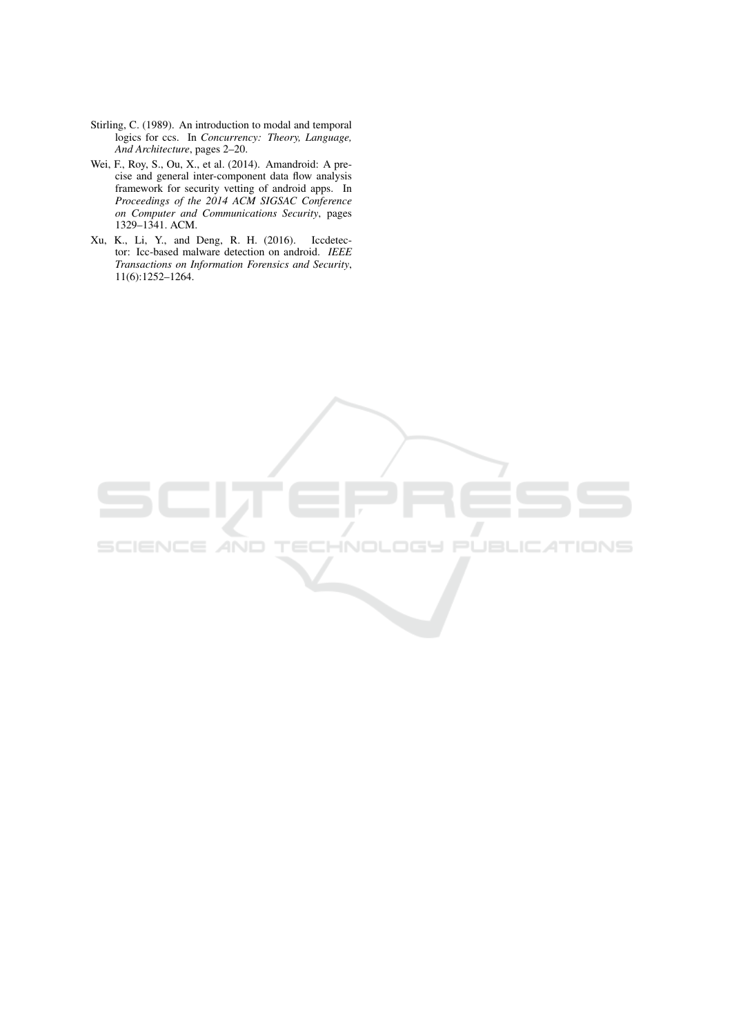Stirling, C. (1989). An introduction to modal and temporal logics for ccs. In *Concurrency: Theory, Language, And Architecture*, pages 2–20.

Wei, F., Roy, S., Ou, X., et al. (2014). Amandroid: A precise and general inter-component data flow analysis framework for security vetting of android apps. In *Proceedings of the 2014 ACM SIGSAC Conference on Computer and Communications Security*, pages 1329–1341. ACM.

Xu, K., Li, Y., and Deng, R. H. (2016). Iccdetector: Icc-based malware detection on android. *IEEE Transactions on Information Forensics and Security*, 11(6):1252–1264.